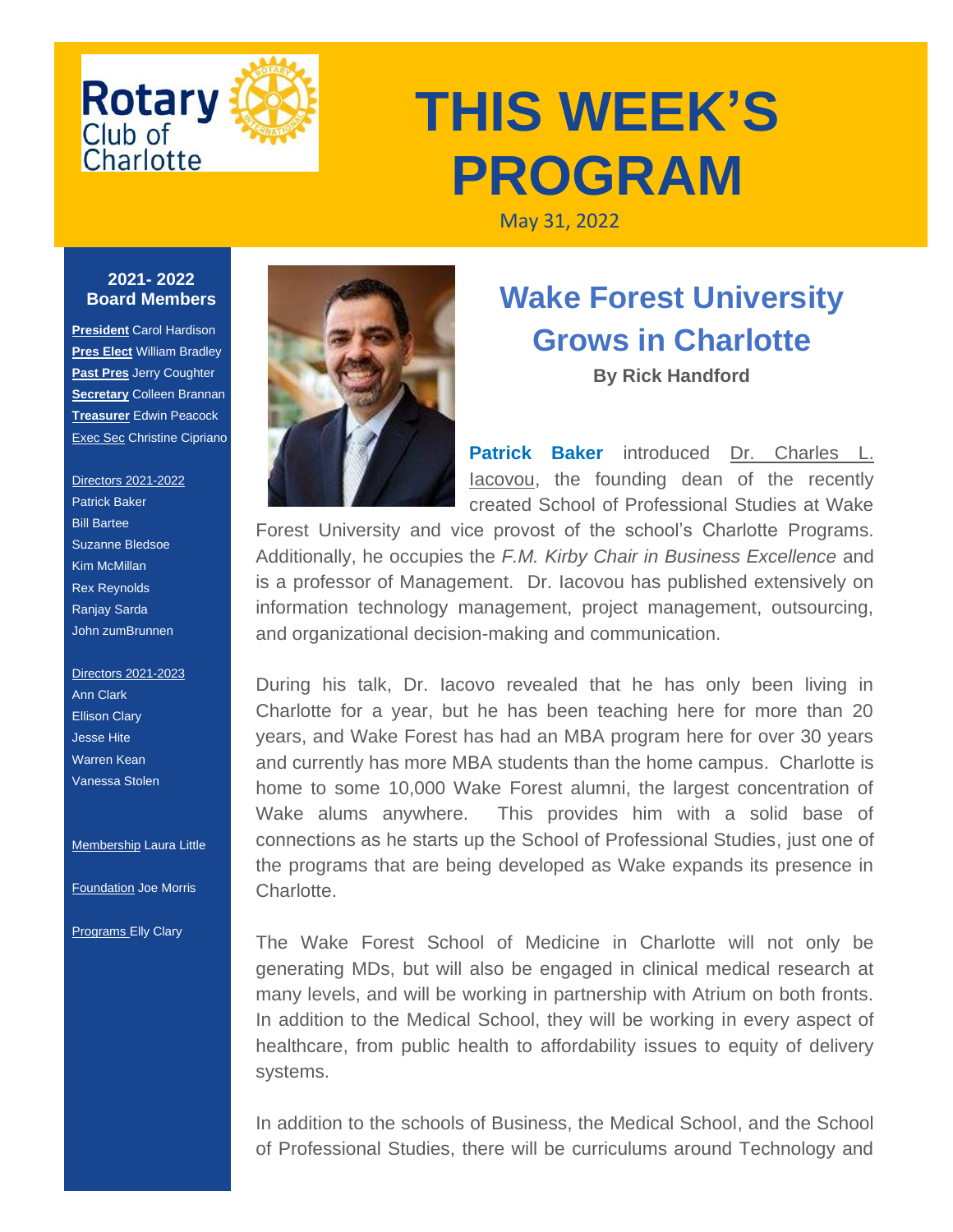Rotary Club of Charlotte

# THIS WEEK'S PROGRAM

May 31, 2022

**2021- 2022 Board Members**

**President** Carol Hardison
**Pres Elect** William Bradley
**Past Pres** Jerry Coughter
**Secretary** Colleen Brannan
**Treasurer** Edwin Peacock
Exec Sec Christine Cipriano

Directors 2021-2022
Patrick Baker
Bill Bartee
Suzanne Bledsoe
Kim McMillan
Rex Reynolds
Ranjay Sarda
John zumBrunnen

Directors 2021-2023
Ann Clark
Ellison Clary
Jesse Hite
Warren Kean
Vanessa Stolen

Membership Laura Little

Foundation Joe Morris

Programs Elly Clary

## Wake Forest University Grows in Charlotte

**By Rick Handford**

**Patrick Baker** introduced Dr. Charles L. Iacovou, the founding dean of the recently created School of Professional Studies at Wake Forest University and vice provost of the school's Charlotte Programs. Additionally, he occupies the *F.M. Kirby Chair in Business Excellence* and is a professor of Management. Dr. Iacovou has published extensively on information technology management, project management, outsourcing, and organizational decision-making and communication.

During his talk, Dr. Iacovo revealed that he has only been living in Charlotte for a year, but he has been teaching here for more than 20 years, and Wake Forest has had an MBA program here for over 30 years and currently has more MBA students than the home campus. Charlotte is home to some 10,000 Wake Forest alumni, the largest concentration of Wake alums anywhere. This provides him with a solid base of connections as he starts up the School of Professional Studies, just one of the programs that are being developed as Wake expands its presence in Charlotte.

The Wake Forest School of Medicine in Charlotte will not only be generating MDs, but will also be engaged in clinical medical research at many levels, and will be working in partnership with Atrium on both fronts. In addition to the Medical School, they will be working in every aspect of healthcare, from public health to affordability issues to equity of delivery systems.

In addition to the schools of Business, the Medical School, and the School of Professional Studies, there will be curriculums around Technology and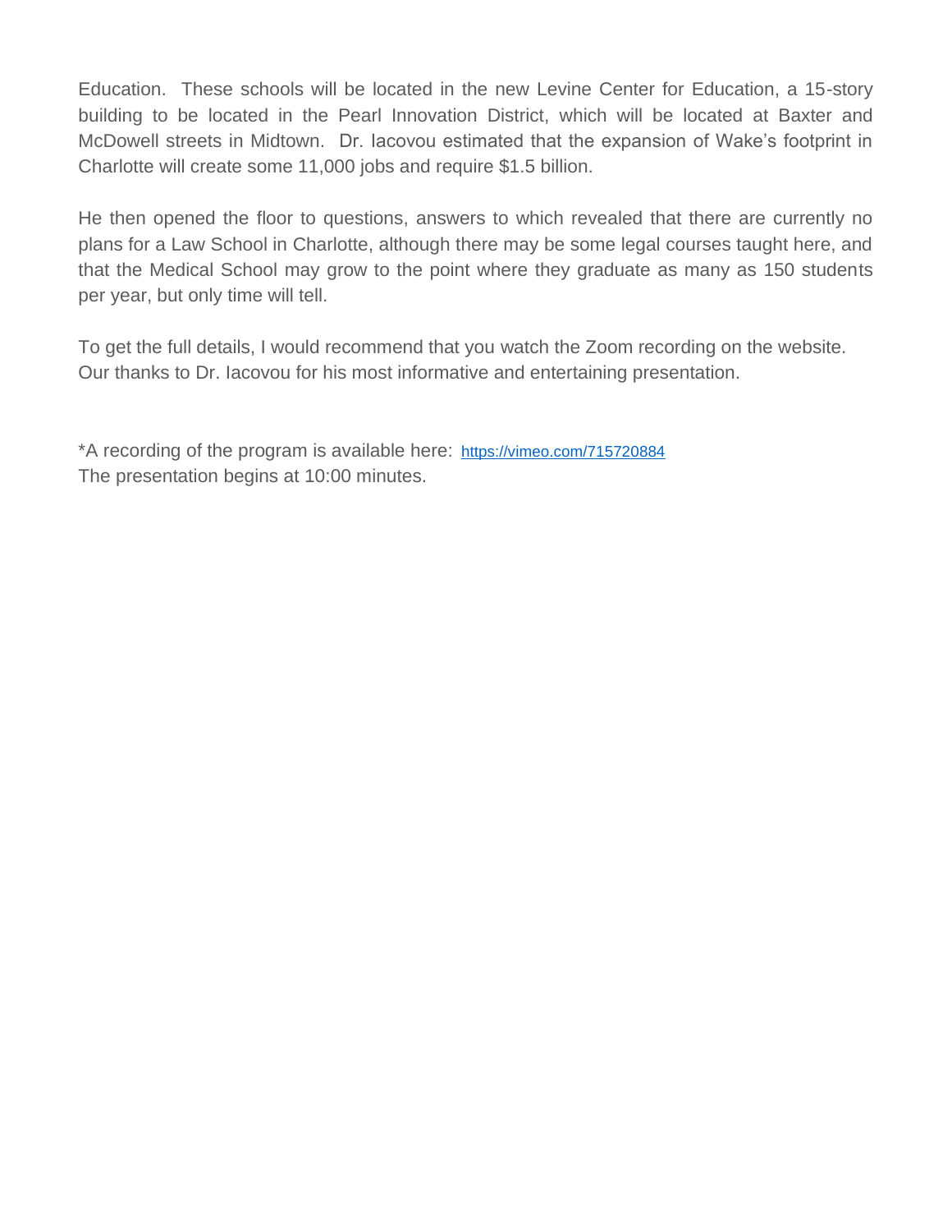Education. These schools will be located in the new Levine Center for Education, a 15-story building to be located in the Pearl Innovation District, which will be located at Baxter and McDowell streets in Midtown. Dr. Iacovou estimated that the expansion of Wake's footprint in Charlotte will create some 11,000 jobs and require $1.5 billion.

He then opened the floor to questions, answers to which revealed that there are currently no plans for a Law School in Charlotte, although there may be some legal courses taught here, and that the Medical School may grow to the point where they graduate as many as 150 students per year, but only time will tell.

To get the full details, I would recommend that you watch the Zoom recording on the website. Our thanks to Dr. Iacovou for his most informative and entertaining presentation.

*A recording of the program is available here: https://vimeo.com/715720884
The presentation begins at 10:00 minutes.